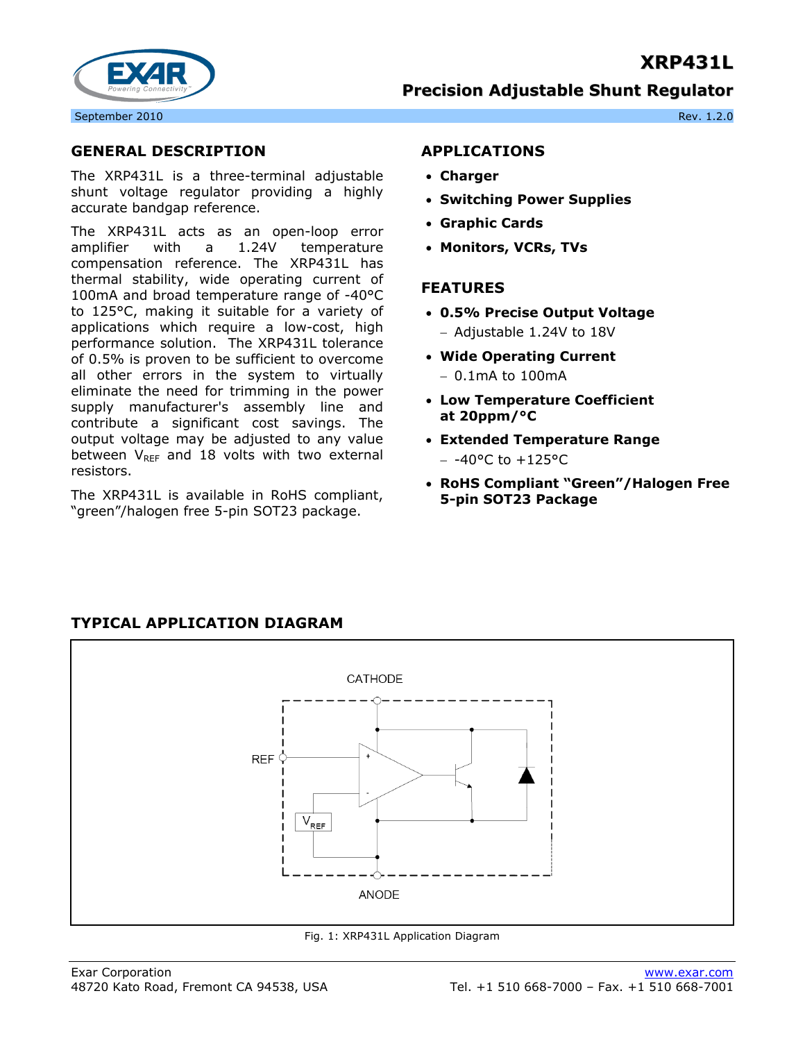# XRP431L

## Precision Adjustable Shunt Regulator

September 2010 Rev. 1.2.0

## GENERAL DESCRIPTION

The XRP431L is a three-terminal adjustable shunt voltage regulator providing a highly accurate bandgap reference.

The XRP431L acts as an open-loop error amplifier with a 1.24V temperature compensation reference. The XRP431L has thermal stability, wide operating current of 100mA and broad temperature range of -40°C to 125°C, making it suitable for a variety of applications which require a low-cost, high performance solution. The XRP431L tolerance of 0.5% is proven to be sufficient to overcome all other errors in the system to virtually eliminate the need for trimming in the power supply manufacturer's assembly line and contribute a significant cost savings. The output voltage may be adjusted to any value between $V_{REF}$ and 18 volts with two external resistors.

The XRP431L is available in RoHS compliant, "green"/halogen free 5-pin SOT23 package.

## APPLICATIONS

- **Charger**
- **Switching Power Supplies**
- **Graphic Cards**
- **Monitors, VCRs, TVs**

## FEATURES

- **0.5% Precise Output Voltage**
  - Adjustable 1.24V to 18V
- **Wide Operating Current**
  - 0.1mA to 100mA
- **Low Temperature Coefficient at 20ppm/°C**
- **Extended Temperature Range**
  - -40°C to +125°C
- **RoHS Compliant "Green"/Halogen Free 5-pin SOT23 Package**

## TYPICAL APPLICATION DIAGRAM

Fig. 1: XRP431L Application Diagram

Exar Corporation
48720 Kato Road, Fremont CA 94538, USA

www.exar.com
Tel. +1 510 668-7000 – Fax. +1 510 668-7001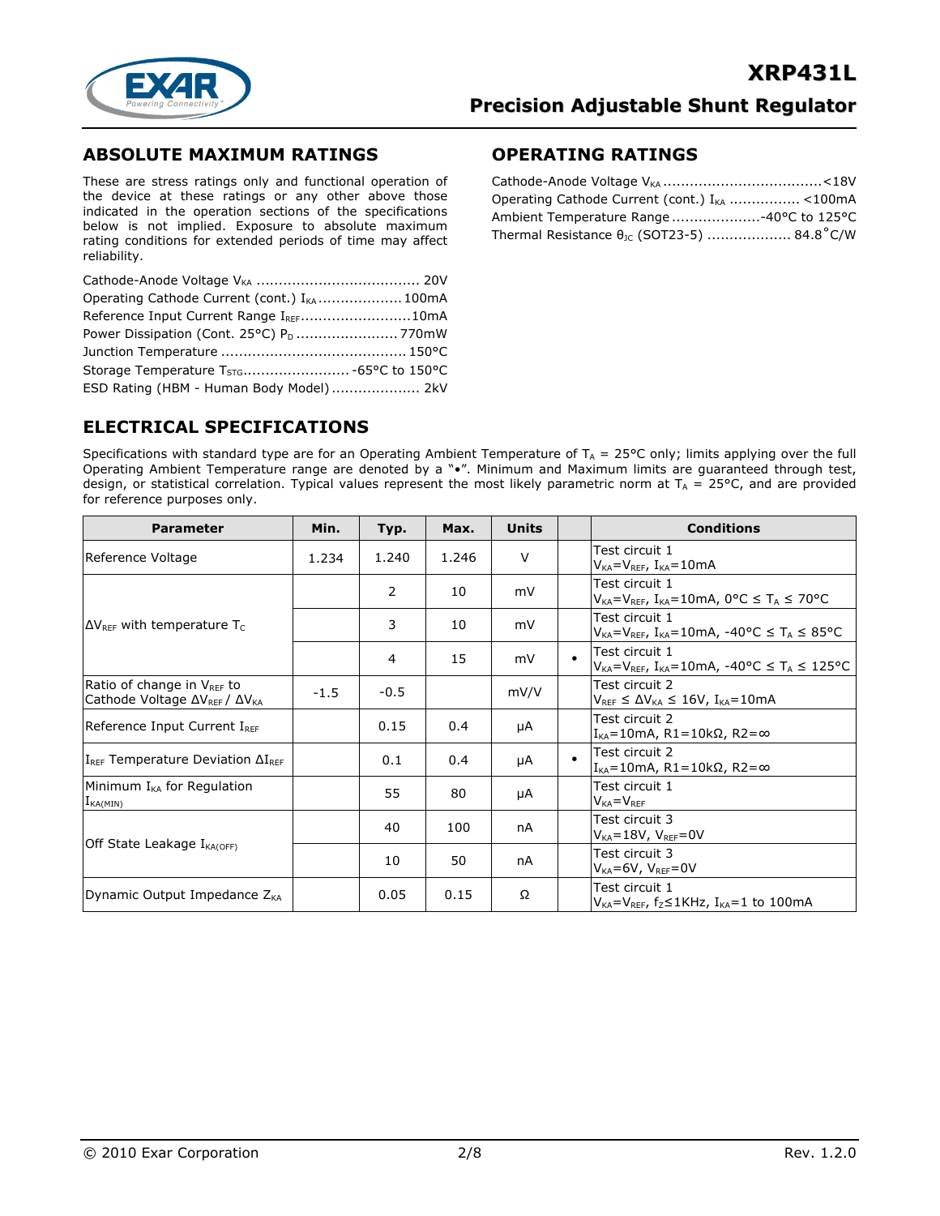## ABSOLUTE MAXIMUM RATINGS

These are stress ratings only and functional operation of the device at these ratings or any other above those indicated in the operation sections of the specifications below is not implied. Exposure to absolute maximum rating conditions for extended periods of time may affect reliability.

Cathode-Anode Voltage $V_{KA}$ .................................... 20V
Operating Cathode Current (cont.) $I_{KA}$ .................. 100mA
Reference Input Current Range $I_{REF}$......................... 10mA
Power Dissipation (Cont. 25°C) $P_D$ ....................... 770mW
Junction Temperature ......................................... 150°C
Storage Temperature $T_{STG}$......................... -65°C to 150°C
ESD Rating (HBM - Human Body Model) .................... 2kV

## OPERATING RATINGS

Cathode-Anode Voltage $V_{KA}$ .................................... <18V
Operating Cathode Current (cont.) $I_{KA}$ ................ <100mA
Ambient Temperature Range .................... -40°C to 125°C
Thermal Resistance $\theta_{JC}$ (SOT23-5) .................. 84.8°C/W

## ELECTRICAL SPECIFICATIONS

Specifications with standard type are for an Operating Ambient Temperature of $T_A$ = 25°C only; limits applying over the full Operating Ambient Temperature range are denoted by a "•". Minimum and Maximum limits are guaranteed through test, design, or statistical correlation. Typical values represent the most likely parametric norm at $T_A$ = 25°C, and are provided for reference purposes only.

| Parameter | Min. | Typ. | Max. | Units | | Conditions |
|---|---|---|---|---|---|---|
| Reference Voltage | 1.234 | 1.240 | 1.246 | V | | Test circuit 1<br>$V_{KA}=V_{REF}$, $I_{KA}$=10mA |
| $\Delta V_{REF}$ with temperature $T_C$ | | 2 | 10 | mV | | Test circuit 1<br>$V_{KA}=V_{REF}$, $I_{KA}$=10mA, 0°C ≤ $T_A$ ≤ 70°C |
| | | 3 | 10 | mV | | Test circuit 1<br>$V_{KA}=V_{REF}$, $I_{KA}$=10mA, -40°C ≤ $T_A$ ≤ 85°C |
| | | 4 | 15 | mV | • | Test circuit 1<br>$V_{KA}=V_{REF}$, $I_{KA}$=10mA, -40°C ≤ $T_A$ ≤ 125°C |
| Ratio of change in $V_{REF}$ to Cathode Voltage $\Delta V_{REF}$ / $\Delta V_{KA}$ | -1.5 | -0.5 | | mV/V | | Test circuit 2<br>$V_{REF}$ ≤ $\Delta V_{KA}$ ≤ 16V, $I_{KA}$=10mA |
| Reference Input Current $I_{REF}$ | | 0.15 | 0.4 | µA | | Test circuit 2<br>$I_{KA}$=10mA, R1=10kΩ, R2=∞ |
| $I_{REF}$ Temperature Deviation $\Delta I_{REF}$ | | 0.1 | 0.4 | µA | • | Test circuit 2<br>$I_{KA}$=10mA, R1=10kΩ, R2=∞ |
| Minimum $I_{KA}$ for Regulation $I_{KA(MIN)}$ | | 55 | 80 | µA | | Test circuit 1<br>$V_{KA}=V_{REF}$ |
| Off State Leakage $I_{KA(OFF)}$ | | 40 | 100 | nA | | Test circuit 3<br>$V_{KA}$=18V, $V_{REF}$=0V |
| | | 10 | 50 | nA | | Test circuit 3<br>$V_{KA}$=6V, $V_{REF}$=0V |
| Dynamic Output Impedance $Z_{KA}$ | | 0.05 | 0.15 | Ω | | Test circuit 1<br>$V_{KA}=V_{REF}$, $f_Z$≤1KHz, $I_{KA}$=1 to 100mA |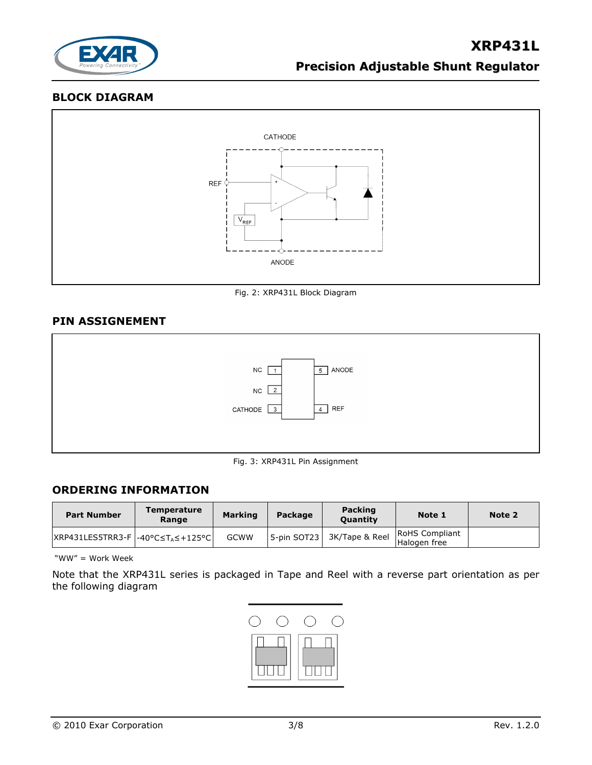## BLOCK DIAGRAM

CATHODE

REF

$V_{REF}$

ANODE

Fig. 2: XRP431L Block Diagram

## PIN ASSIGNEMENT

| Pin | Name |
|---|---|
| 1 | NC |
| 2 | NC |
| 3 | CATHODE |
| 4 | REF |
| 5 | ANODE |

Fig. 3: XRP431L Pin Assignment

## ORDERING INFORMATION

| Part Number | Temperature Range | Marking | Package | Packing Quantity | Note 1 | Note 2 |
|---|---|---|---|---|---|---|
| XRP431LES5TRR3-F | -40°C≤$T_A$≤+125°C | GCWW | 5-pin SOT23 | 3K/Tape & Reel | RoHS Compliant Halogen free | |

"WW" = Work Week

Note that the XRP431L series is packaged in Tape and Reel with a reverse part orientation as per the following diagram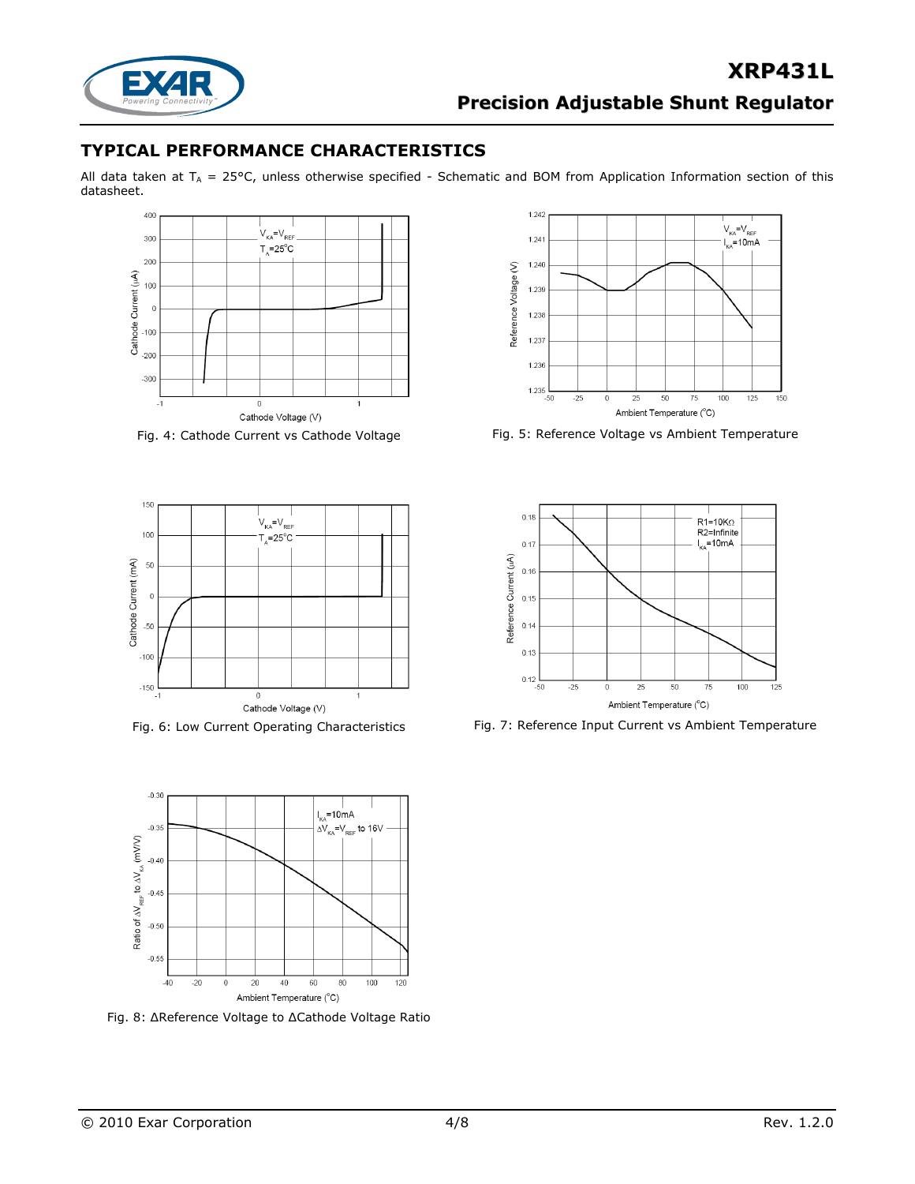## TYPICAL PERFORMANCE CHARACTERISTICS

All data taken at $T_A$ = 25°C, unless otherwise specified - Schematic and BOM from Application Information section of this datasheet.

Fig. 4: Cathode Current vs Cathode Voltage

Fig. 5: Reference Voltage vs Ambient Temperature

Fig. 6: Low Current Operating Characteristics

Fig. 7: Reference Input Current vs Ambient Temperature

Fig. 8: ΔReference Voltage to ΔCathode Voltage Ratio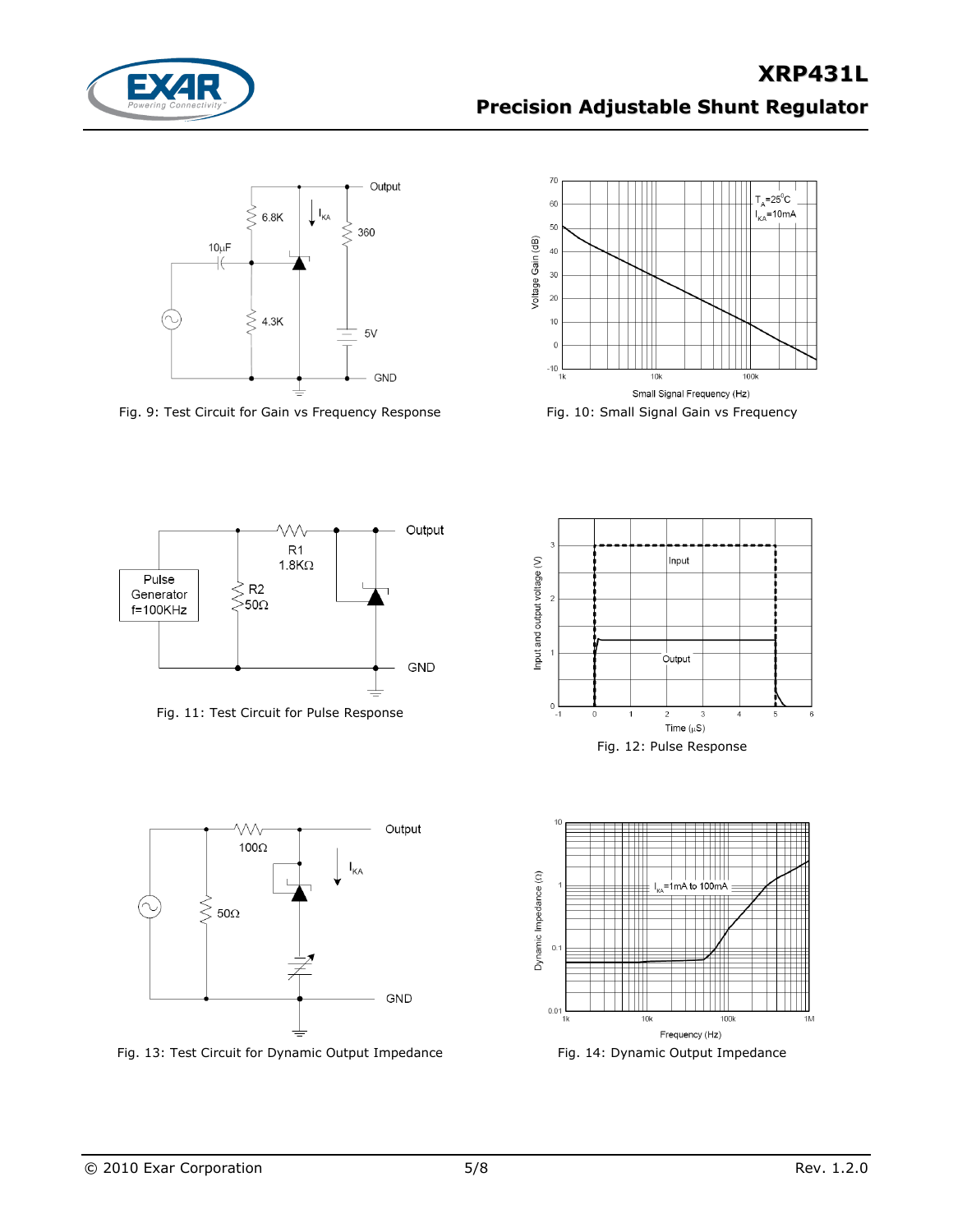Fig. 9: Test Circuit for Gain vs Frequency Response

Fig. 10: Small Signal Gain vs Frequency

Fig. 11: Test Circuit for Pulse Response

Fig. 12: Pulse Response

Fig. 13: Test Circuit for Dynamic Output Impedance

Fig. 14: Dynamic Output Impedance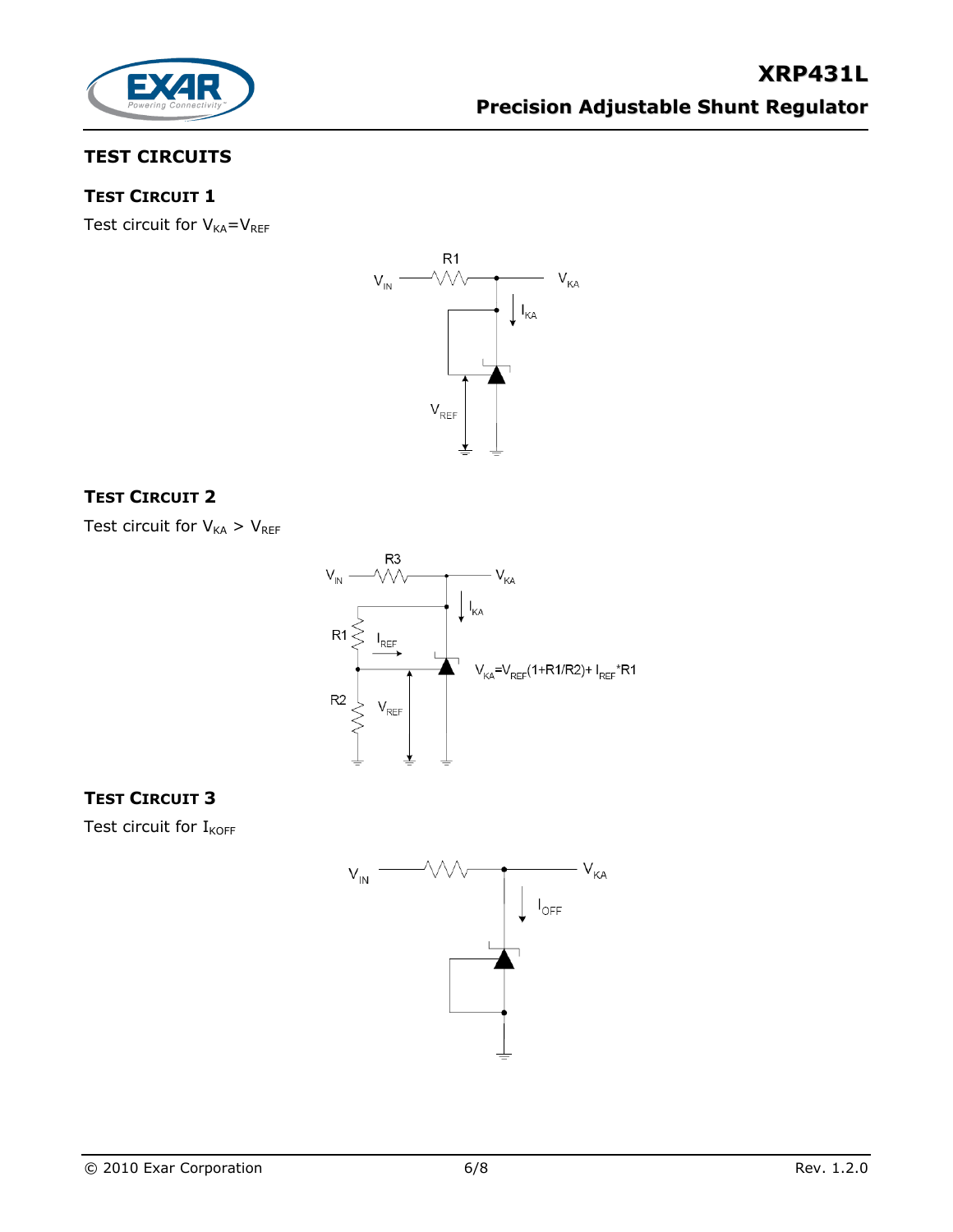## TEST CIRCUITS

### TEST CIRCUIT 1

Test circuit for $V_{KA}=V_{REF}$

### TEST CIRCUIT 2

Test circuit for $V_{KA} > V_{REF}$

$V_{KA}=V_{REF}(1+R1/R2)+I_{REF}*R1$

### TEST CIRCUIT 3

Test circuit for $I_{KOFF}$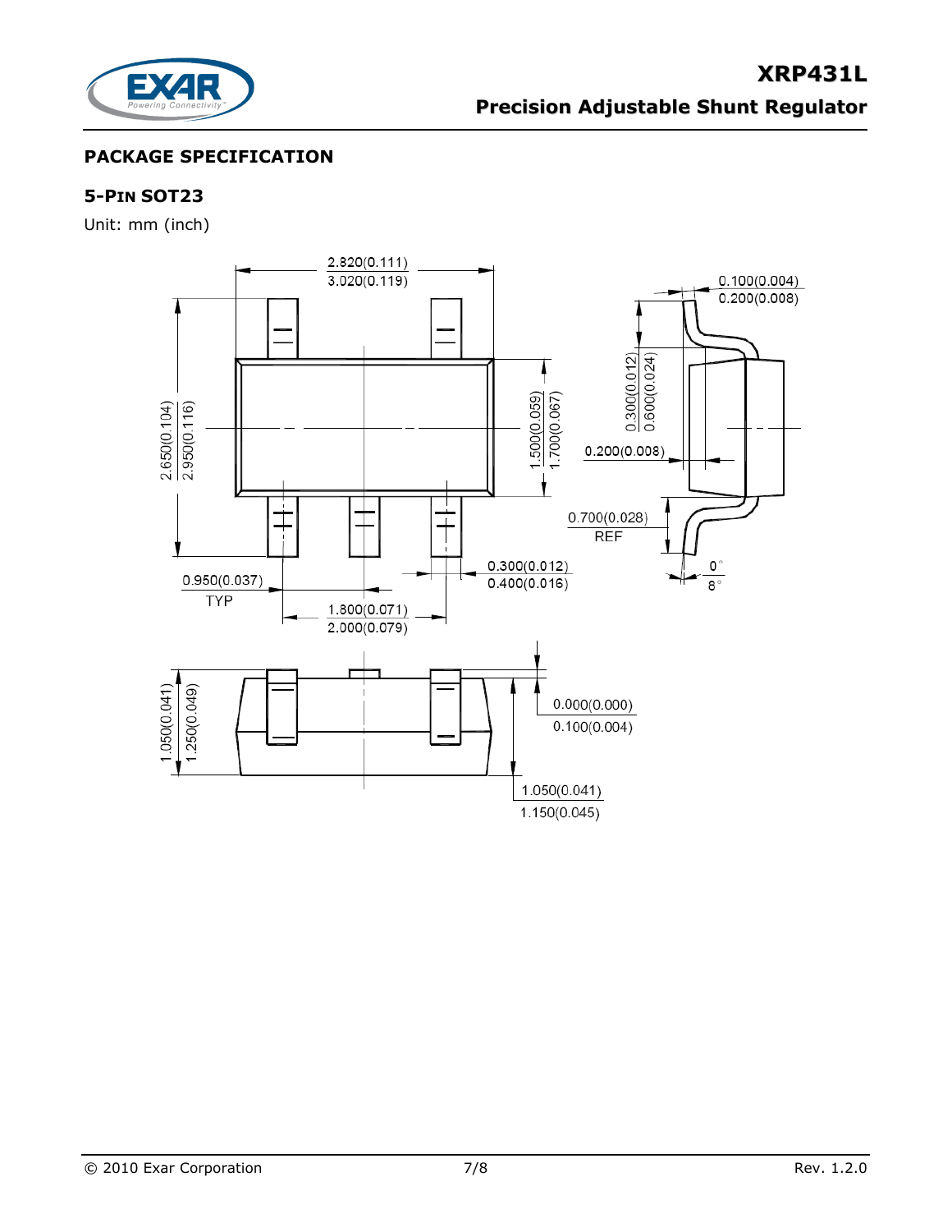## PACKAGE SPECIFICATION

### 5-PIN SOT23

Unit: mm (inch)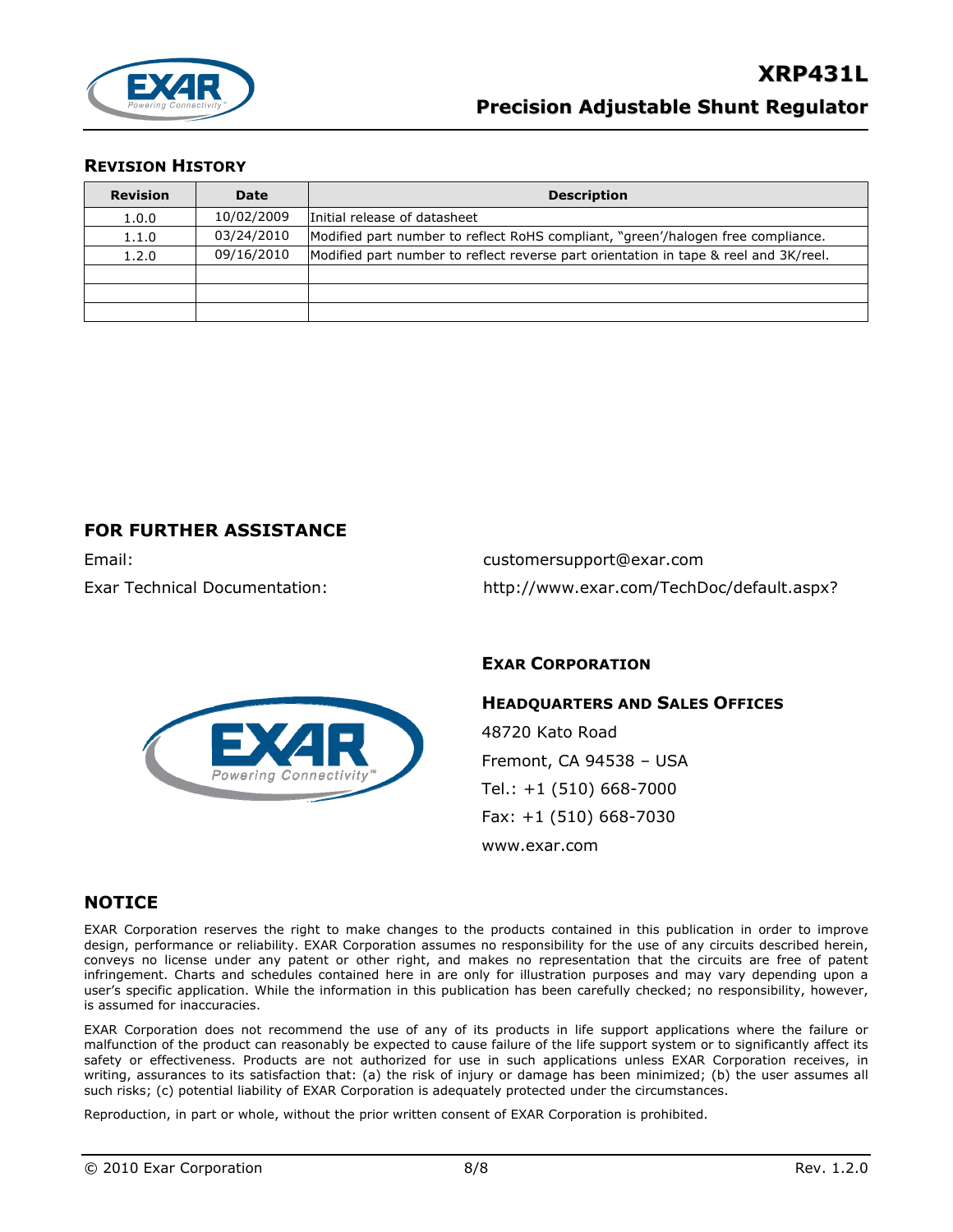## REVISION HISTORY

| Revision | Date | Description |
|---|---|---|
| 1.0.0 | 10/02/2009 | Initial release of datasheet |
| 1.1.0 | 03/24/2010 | Modified part number to reflect RoHS compliant, "green'/halogen free compliance. |
| 1.2.0 | 09/16/2010 | Modified part number to reflect reverse part orientation in tape & reel and 3K/reel. |
| | | |
| | | |
| | | |

## FOR FURTHER ASSISTANCE

Email: customersupport@exar.com

Exar Technical Documentation: http://www.exar.com/TechDoc/default.aspx?

### EXAR CORPORATION

### HEADQUARTERS AND SALES OFFICES

48720 Kato Road

Fremont, CA 94538 – USA

Tel.: +1 (510) 668-7000

Fax: +1 (510) 668-7030

www.exar.com

## NOTICE

EXAR Corporation reserves the right to make changes to the products contained in this publication in order to improve design, performance or reliability. EXAR Corporation assumes no responsibility for the use of any circuits described herein, conveys no license under any patent or other right, and makes no representation that the circuits are free of patent infringement. Charts and schedules contained here in are only for illustration purposes and may vary depending upon a user's specific application. While the information in this publication has been carefully checked; no responsibility, however, is assumed for inaccuracies.

EXAR Corporation does not recommend the use of any of its products in life support applications where the failure or malfunction of the product can reasonably be expected to cause failure of the life support system or to significantly affect its safety or effectiveness. Products are not authorized for use in such applications unless EXAR Corporation receives, in writing, assurances to its satisfaction that: (a) the risk of injury or damage has been minimized; (b) the user assumes all such risks; (c) potential liability of EXAR Corporation is adequately protected under the circumstances.

Reproduction, in part or whole, without the prior written consent of EXAR Corporation is prohibited.